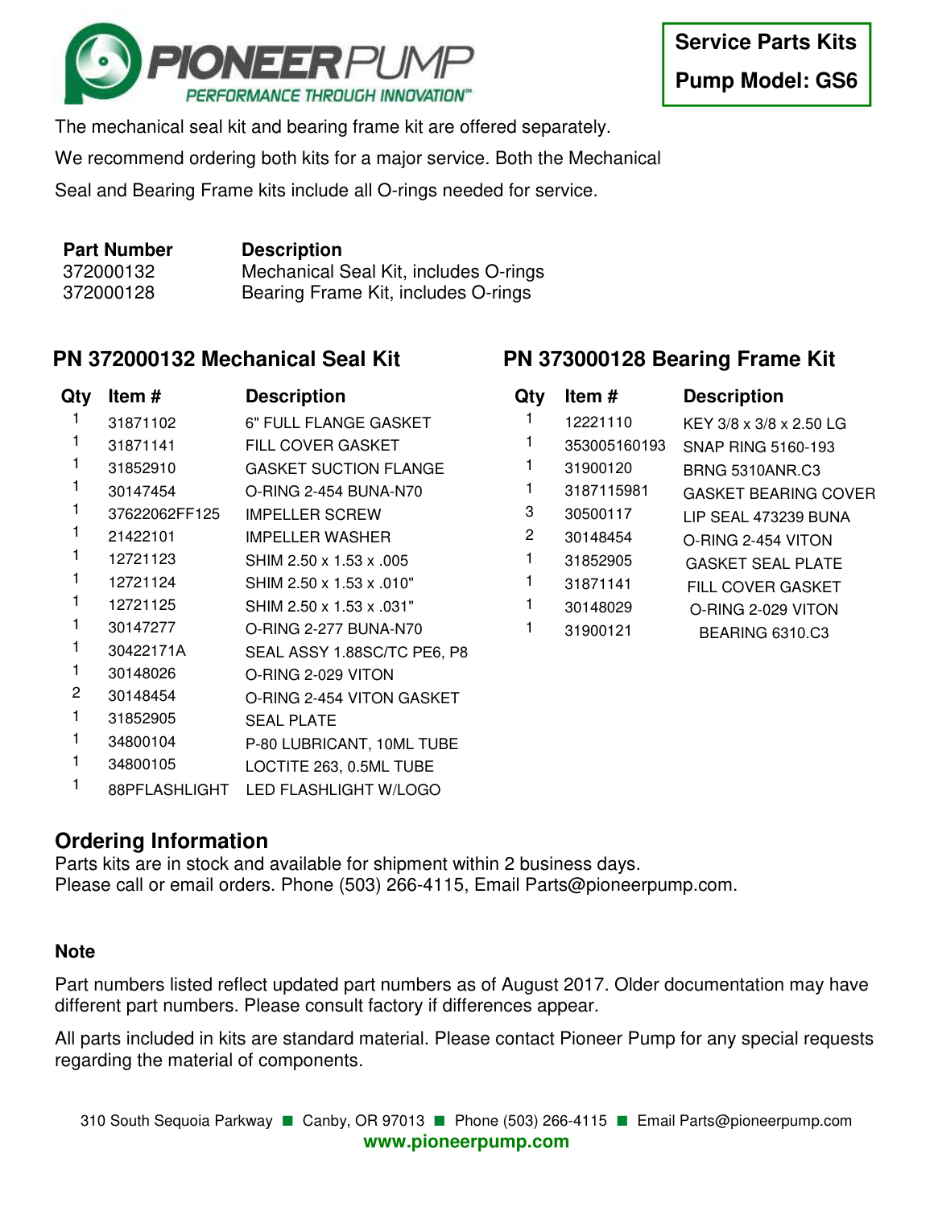PIONEER PUMP

PERFORMANCE THROUGH INNOVATION™

**Service Parts Kits**

**Pump Model: GS6**

The mechanical seal kit and bearing frame kit are offered separately. We recommend ordering both kits for a major service. Both the Mechanical Seal and Bearing Frame kits include all O-rings needed for service.

| Part Number | Description |
|---|---|
| 372000132 | Mechanical Seal Kit, includes O-rings |
| 372000128 | Bearing Frame Kit, includes O-rings |

## PN 372000132 Mechanical Seal Kit

| Qty | Item # | Description |
|---|---|---|
| 1 | 31871102 | 6" FULL FLANGE GASKET |
| 1 | 31871141 | FILL COVER GASKET |
| 1 | 31852910 | GASKET SUCTION FLANGE |
| 1 | 30147454 | O-RING 2-454 BUNA-N70 |
| 1 | 37622062FF125 | IMPELLER SCREW |
| 1 | 21422101 | IMPELLER WASHER |
| 1 | 12721123 | SHIM 2.50 x 1.53 x .005 |
| 1 | 12721124 | SHIM 2.50 x 1.53 x .010" |
| 1 | 12721125 | SHIM 2.50 x 1.53 x .031" |
| 1 | 30147277 | O-RING 2-277 BUNA-N70 |
| 1 | 30422171A | SEAL ASSY 1.88SC/TC PE6, P8 |
| 1 | 30148026 | O-RING 2-029 VITON |
| 2 | 30148454 | O-RING 2-454 VITON GASKET |
| 1 | 31852905 | SEAL PLATE |
| 1 | 34800104 | P-80 LUBRICANT, 10ML TUBE |
| 1 | 34800105 | LOCTITE 263, 0.5ML TUBE |
| 1 | 88PFLASHLIGHT | LED FLASHLIGHT W/LOGO |

## PN 373000128 Bearing Frame Kit

| Qty | Item # | Description |
|---|---|---|
| 1 | 12221110 | KEY 3/8 x 3/8 x 2.50 LG |
| 1 | 353005160193 | SNAP RING 5160-193 |
| 1 | 31900120 | BRNG 5310ANR.C3 |
| 1 | 3187115981 | GASKET BEARING COVER |
| 3 | 30500117 | LIP SEAL 473239 BUNA |
| 2 | 30148454 | O-RING 2-454 VITON |
| 1 | 31852905 | GASKET SEAL PLATE |
| 1 | 31871141 | FILL COVER GASKET |
| 1 | 30148029 | O-RING 2-029 VITON |
| 1 | 31900121 | BEARING 6310.C3 |

## Ordering Information

Parts kits are in stock and available for shipment within 2 business days.
Please call or email orders. Phone (503) 266-4115, Email Parts@pioneerpump.com.

### Note

Part numbers listed reflect updated part numbers as of August 2017. Older documentation may have different part numbers. Please consult factory if differences appear.

All parts included in kits are standard material. Please contact Pioneer Pump for any special requests regarding the material of components.

310 South Sequoia Parkway ■ Canby, OR 97013 ■ Phone (503) 266-4115 ■ Email Parts@pioneerpump.com

**www.pioneerpump.com**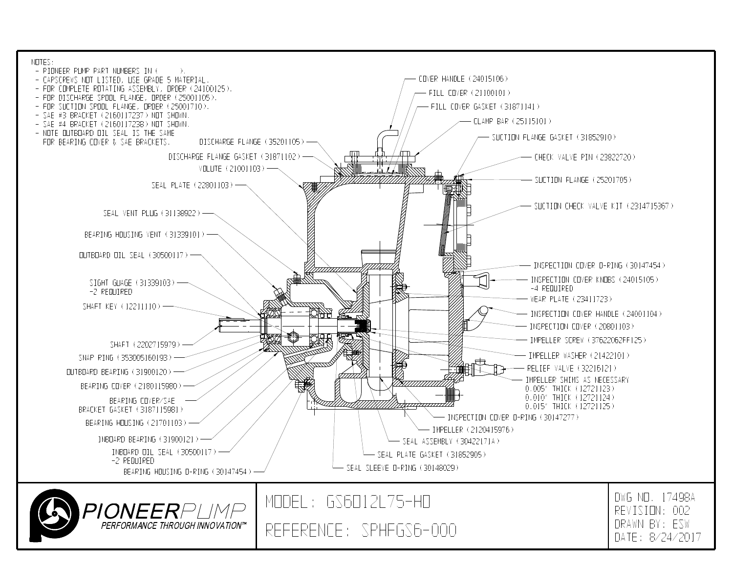NOTES:

- PIONEER PUMP PART NUMBERS IN ( ).
- CAPSCREWS NOT LISTED, USE GRADE 5 MATERIAL.
- FOR COMPLETE ROTATING ASSEMBLY, ORDER (24100125).
- FOR DISCHARGE SPOOL FLANGE, ORDER (25001105).
- FOR SUCTION SPOOL FLANGE, ORDER (25001710).
- SAE #3 BRACKET (2160117237) NOT SHOWN.
- SAE #4 BRACKET (2160117238) NOT SHOWN.
- NOTE OUTBOARD OIL SEAL IS THE SAME FOR BEARING COVER & SAE BRACKETS.

COVER HANDLE (24015106)
FILL COVER (21100101)
FILL COVER GASKET (31871141)
CLAMP BAR (25115101)
SUCTION FLANGE GASKET (31852910)
CHECK VALVE PIN (23822720)
SUCTION FLANGE (25201705)
SUCTION CHECK VALVE KIT (2314715367)
INSPECTION COVER O-RING (30147454)
INSPECTION COVER KNOBS (24015105)
-4 REQUIRED
WEAR PLATE (23411723)
INSPECTION COVER HANDLE (24001104)
INSPECTION COVER (20801103)
IMPELLER SCREW (37622062FF125)
IMPELLER WASHER (21422101)
RELIEF VALVE (32216121)
IMPELLER SHIMS AS NECESSARY
0.005" THICK (12721123)
0.010" THICK (12721124)
0.015" THICK (12721125)
INSPECTION COVER O-RING (30147277)
IMPELLER (2120415976)
SEAL ASSEMBLY (30422171A)
SEAL PLATE GASKET (31852905)
SEAL SLEEVE O-RING (30148029)

DISCHARGE FLANGE (35201105)
DISCHARGE FLANGE GASKET (31871102)
VOLUTE (21001103)
SEAL PLATE (22801103)
SEAL VENT PLUG (31138922)
BEARING HOUSING VENT (31339101)
OUTBOARD OIL SEAL (30500117)
SIGHT GUAGE (31339103)
-2 REQUIRED
SHAFT KEY (12211110)
SHAFT (2202715979)
SNAP RING (353005160193)
OUTBOARD BEARING (31900120)
BEARING COVER (2180115980)
BEARING COVER/SAE BRACKET GASKET (3187115981)
BEARING HOUSING (21701103)
INBOARD BEARING (31900121)
INBOARD OIL SEAL (30500117)
-2 REQUIRED
BEARING HOUSING O-RING (30147454)

PIONEERPUMP
PERFORMANCE THROUGH INNOVATION™

MODEL: GS6012L75-HD
REFERENCE: SPHFGS6-000

DWG NO. 17498A
REVISION: 002
DRAWN BY: ESW
DATE: 8/24/2017